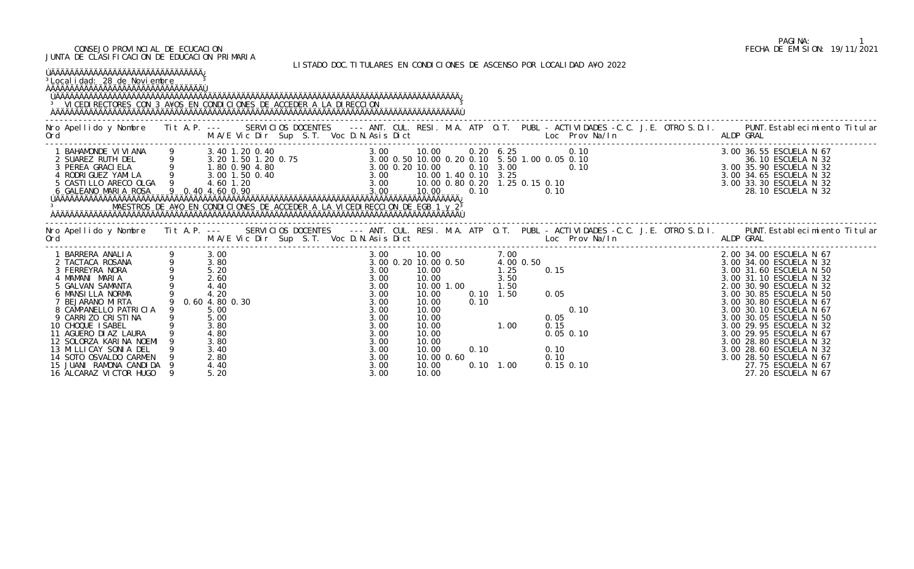CONSEJO PROVINCIAL DE ECUCACION
JUNTA DE CLASIFICACION DE EDUCACION PRIMARIA

PAGINA: 1
FECHA DE EMISION: 19/11/2021

LISTADO DOC.TITULARES EN CONDICIONES DE ASCENSO POR LOCALIDAD A¥O 2022

Localidad: 28 de Noviembre

## VICEDIRECTORES CON 3 A¥OS EN CONDICIONES DE ACCEDER A LA DIRECCION

| Nro Ord | Apellido y Nombre | Tit | A.P. | M.A/E | Vic | Dir | Sup | S.T. | Voc | D.N. | Asis | Dict | ANT. | CUL. | RESI. | M.A. | ATP | O.T. | PUBL | Loc | Prov | Na/In | C.C. | J.E. | OTRO | S.D.I. | ALDP | PUNT. GRAL | Establecimiento Titular |
|---|---|---|---|---|---|---|---|---|---|---|---|---|---|---|---|---|---|---|---|---|---|---|---|---|---|---|---|---|---|
| 1 | BAHAMONDE VIVIANA | 9 | | 3.40 | 1.20 | 0.40 | | | | | | | 3.00 | | 10.00 | | 0.20 | 6.25 | | | 0.10 | | | | | | 3.00 | 36.55 | ESCUELA N 67 |
| 2 | SUAREZ RUTH DEL | 9 | | 3.20 | 1.50 | 1.20 | 0.75 | | | | | | 3.00 | 0.50 | 10.00 | 0.20 | 0.10 | 5.50 | 1.00 | 0.05 | 0.10 | | | | | | | 36.10 | ESCUELA N 32 |
| 3 | PEREA GRACIELA | 9 | | 1.80 | 0.90 | 4.80 | | | | | | | 3.00 | 0.20 | 10.00 | | 0.10 | 3.00 | | | 0.10 | | | | | | 3.00 | 35.90 | ESCUELA N 32 |
| 4 | RODRIGUEZ YAMILA | 9 | | 3.00 | 1.50 | 0.40 | | | | | | | 3.00 | | 10.00 | 1.40 | 0.10 | 3.25 | | | | | | | | | 3.00 | 34.65 | ESCUELA N 32 |
| 5 | CASTILLO ARECO OLGA | 9 | | 4.60 | 1.20 | | | | | | | | 3.00 | | 10.00 | 0.80 | 0.20 | | 1.25 | 0.15 | 0.10 | | | | | | 3.00 | 33.30 | ESCUELA N 32 |
| 6 | GALEANO MARIA ROSA | 9 | 0.40 | 4.60 | 0.90 | | | | | | | | 3.00 | | 10.00 | | 0.10 | | | | 0.10 | | | | | | | 28.10 | ESCUELA N 32 |

## MAESTROS DE A¥O EN CONDICIONES DE ACCEDER A LA VICEDIRECCION DE EGB 1 y 2

| Nro Ord | Apellido y Nombre | Tit | A.P. | M.A/E | Vic | Dir | Sup | S.T. | Voc | D.N. | Asis | Dict | ANT. | CUL. | RESI. | M.A. | ATP | O.T. | PUBL | Loc | Prov | Na/In | C.C. | J.E. | OTRO | S.D.I. | ALDP | PUNT. GRAL | Establecimiento Titular |
|---|---|---|---|---|---|---|---|---|---|---|---|---|---|---|---|---|---|---|---|---|---|---|---|---|---|---|---|---|---|
| 1 | BARRERA ANALIA | 9 | | 3.00 | | | | | | | | | 3.00 | | 10.00 | | | 7.00 | | | | | | | | | 2.00 | 34.00 | ESCUELA N 67 |
| 2 | TACTACA ROSANA | 9 | | 3.80 | | | | | | | | | 3.00 | 0.20 | 10.00 | 0.50 | | 4.00 | 0.50 | | | | | | | | 3.00 | 34.00 | ESCUELA N 32 |
| 3 | FERREYRA NORA | 9 | | 5.20 | | | | | | | | | 3.00 | | 10.00 | | | 1.25 | | 0.15 | | | | | | | 3.00 | 31.60 | ESCUELA N 50 |
| 4 | MAMANI MARIA | 9 | | 2.60 | | | | | | | | | 3.00 | | 10.00 | | | 3.50 | | | | | | | | | 3.00 | 31.10 | ESCUELA N 32 |
| 5 | GALVAN SAMANTA | 9 | | 4.40 | | | | | | | | | 3.00 | | 10.00 | 1.00 | | 1.50 | | | | | | | | | 2.00 | 30.90 | ESCUELA N 32 |
| 6 | MANSILLA NORMA | 9 | | 4.20 | | | | | | | | | 3.00 | | 10.00 | | 0.10 | 1.50 | | 0.05 | | | | | | | 3.00 | 30.85 | ESCUELA N 50 |
| 7 | BEJARANO MIRTA | 9 | 0.60 | 4.80 | 0.30 | | | | | | | | 3.00 | | 10.00 | | 0.10 | | | | | | | | | | 3.00 | 30.80 | ESCUELA N 67 |
| 8 | CAMPANELLO PATRICIA | 9 | | 5.00 | | | | | | | | | 3.00 | | 10.00 | | | | | | 0.10 | | | | | | 3.00 | 30.10 | ESCUELA N 67 |
| 9 | CARRIZO CRISTINA | 9 | | 5.00 | | | | | | | | | 3.00 | | 10.00 | | | | | 0.05 | | | | | | | 3.00 | 30.05 | ESCUELA N 50 |
| 10 | CHOQUE ISABEL | 9 | | 3.80 | | | | | | | | | 3.00 | | 10.00 | | | 1.00 | | 0.15 | | | | | | | 3.00 | 29.95 | ESCUELA N 32 |
| 11 | AGUERO DIAZ LAURA | 9 | | 4.80 | | | | | | | | | 3.00 | | 10.00 | | | | | 0.05 | 0.10 | | | | | | 3.00 | 29.95 | ESCUELA N 67 |
| 12 | SOLORZA KARINA NOEMI | 9 | | 3.80 | | | | | | | | | 3.00 | | 10.00 | | | | | | | | | | | | 3.00 | 28.80 | ESCUELA N 32 |
| 13 | MILLICAY SONIA DEL | 9 | | 3.40 | | | | | | | | | 3.00 | | 10.00 | | 0.10 | | | 0.10 | | | | | | | 3.00 | 28.60 | ESCUELA N 32 |
| 14 | SOTO OSVALDO CARMEN | 9 | | 2.80 | | | | | | | | | 3.00 | | 10.00 | 0.60 | | | | 0.10 | | | | | | | 3.00 | 28.50 | ESCUELA N 67 |
| 15 | JUANI RAMONA CANDIDA | 9 | | 4.40 | | | | | | | | | 3.00 | | 10.00 | | 0.10 | 1.00 | | 0.15 | 0.10 | | | | | | | 27.75 | ESCUELA N 67 |
| 16 | ALCARAZ VICTOR HUGO | 9 | | 5.20 | | | | | | | | | 3.00 | | 10.00 | | | | | | | | | | | | | 27.20 | ESCUELA N 67 |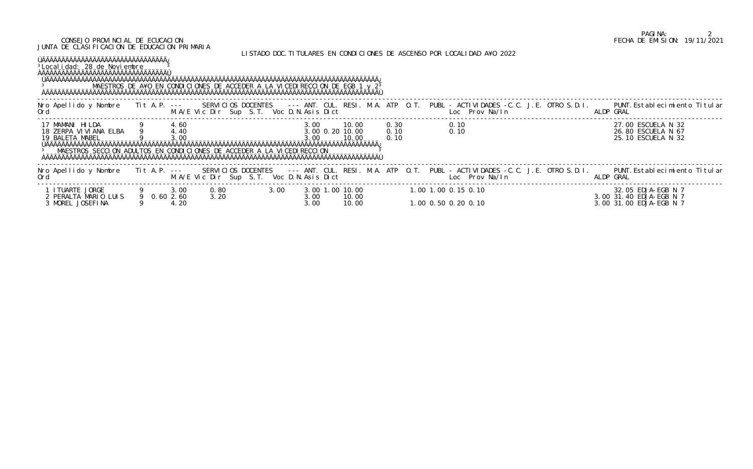CONSEJO PROVINCIAL DE ECUCACION
JUNTA DE CLASIFICACION DE EDUCACION PRIMARIA

LISTADO DOC.TITULARES EN CONDICIONES DE ASCENSO POR LOCALIDAD A¥O 2022

FECHA DE EMISION: 19/11/2021

Localidad: 28 de Noviembre

## MAESTROS DE A¥O EN CONDICIONES DE ACCEDER A LA VICEDIRECCION DE EGB 1 y 2

| Nro Ord | Apellido y Nombre | Tit | A.P. | M.A/E | Vic | Dir | Sup | S.T. | Voc | D.N. | Asis | Dict | ANT. | CUL. | RESI. | M.A. | ATP | O.T. | PUBL | Loc | Prov | Na/In | C.C. | J.E. | OTRO | S.D.I. | ALDP | PUNT. GRAL | Establecimiento Titular |
|---|---|---|---|---|---|---|---|---|---|---|---|---|---|---|---|---|---|---|---|---|---|---|---|---|---|---|---|---|---|
| 17 | MAMANI HILDA | 9 | | 4.60 | | | | | | 3.00 | | | 10.00 | | | 0.30 | | | | | 0.10 | | | | | | | 27.00 | ESCUELA N 32 |
| 18 | ZERPA VIVIANA ELBA | 9 | | 4.40 | | | | | | 3.00 | 0.20 | | 10.00 | | | 0.10 | | | | | 0.10 | | | | | | | 26.80 | ESCUELA N 67 |
| 19 | BALETA MABEL | 9 | | 3.00 | | | | | | 3.00 | | | 10.00 | | | 0.10 | | | | | | | | | | | | 25.10 | ESCUELA N 32 |

## MAESTROS SECCION ADULTOS EN CONDICIONES DE ACCEDER A LA VICEDIRECCION

| Nro Ord | Apellido y Nombre | Tit | A.P. | M.A/E | Vic | Dir | Sup | S.T. | Voc | D.N. | Asis | Dict | ANT. | CUL. | RESI. | M.A. | ATP | O.T. | PUBL | Loc | Prov | Na/In | C.C. | J.E. | OTRO | S.D.I. | ALDP | PUNT. GRAL | Establecimiento Titular |
|---|---|---|---|---|---|---|---|---|---|---|---|---|---|---|---|---|---|---|---|---|---|---|---|---|---|---|---|---|---|
| 1 | ITUARTE JORGE | 9 | | 3.00 | | 0.80 | | 3.00 | | 3.00 | 1.00 | | 10.00 | | | | | 1.00 | 1.00 | 0.15 | 0.10 | | | | | | | 32.05 | EDJA-EGB N 7 |
| 2 | PERALTA MARIO LUIS | 9 | 0.60 | 2.60 | | 3.20 | | | | 3.00 | | | 10.00 | | | | | | | | | | | | | | 3.00 | 31.40 | EDJA-EGB N 7 |
| 3 | MOREL JOSEFINA | 9 | | 4.20 | | | | | | 3.00 | | | 10.00 | | | | | 1.00 | 0.50 | 0.20 | 0.10 | | | | | | 3.00 | 31.00 | EDJA-EGB N 7 |